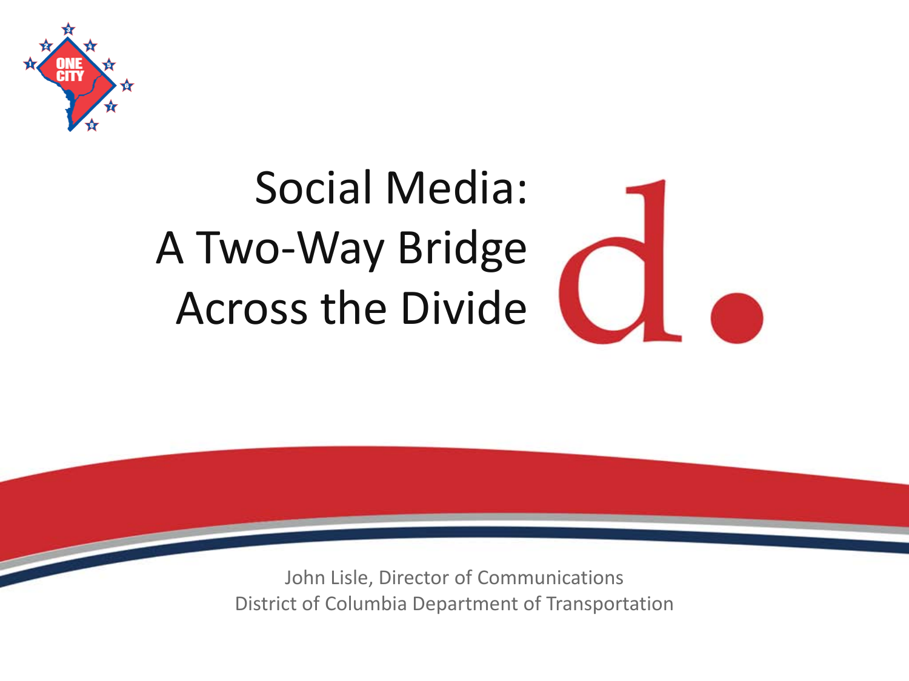# Social Media: A Two-Way Bridge Across the Divide

John Lisle, Director of Communications
District of Columbia Department of Transportation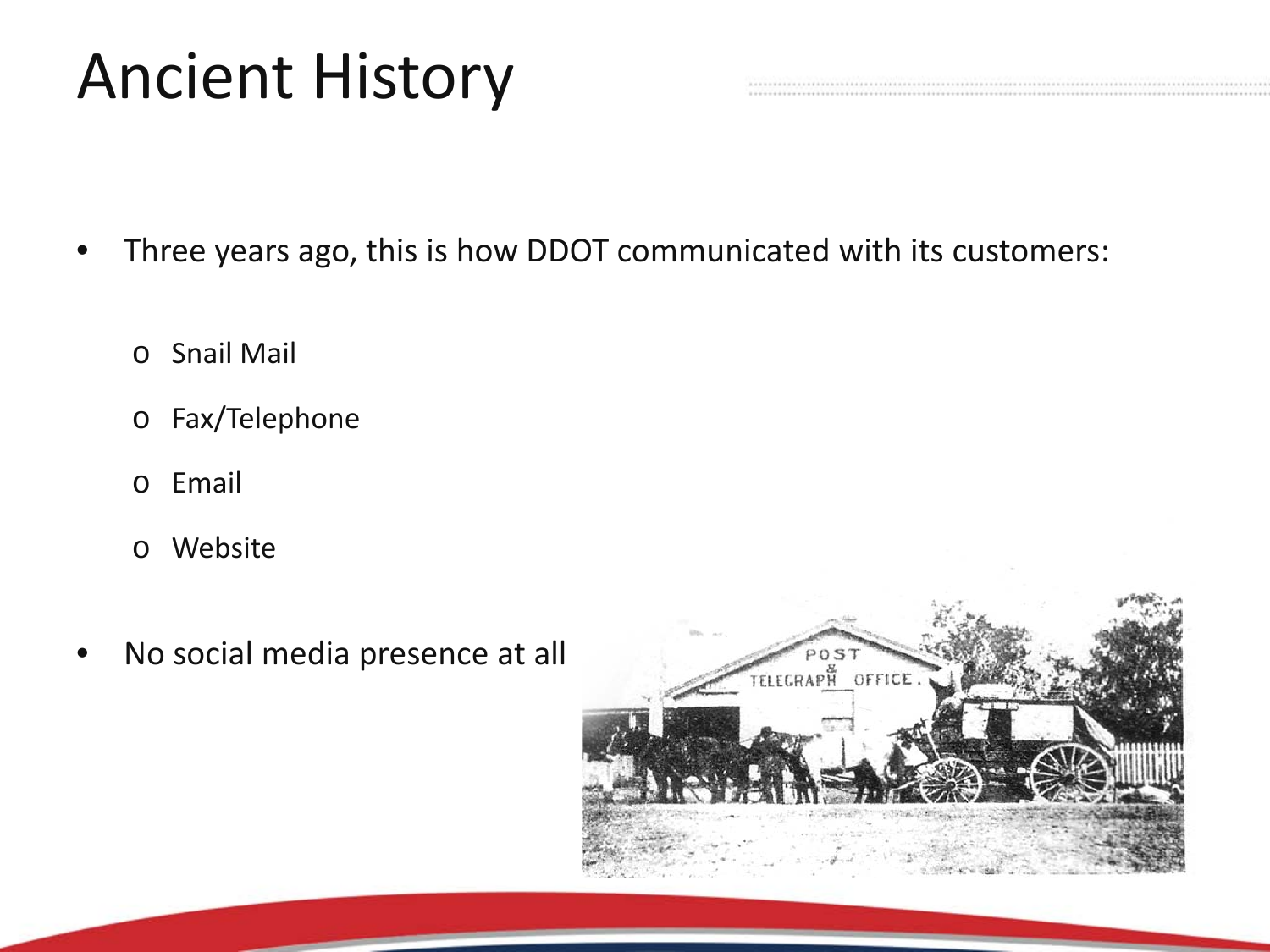# Ancient History

- Three years ago, this is how DDOT communicated with its customers:
  - Snail Mail
  - Fax/Telephone
  - Email
  - Website
- No social media presence at all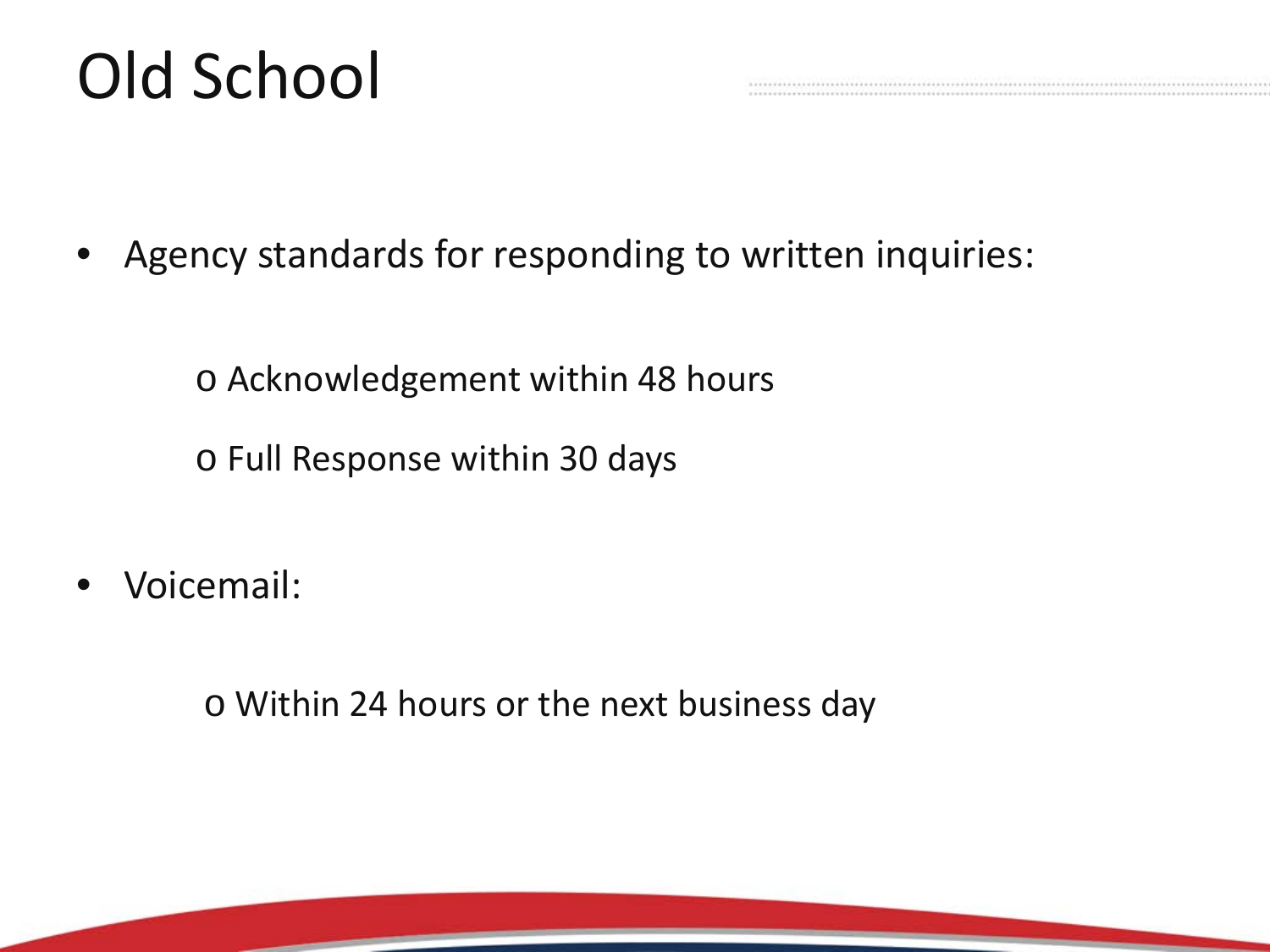# Old School

- Agency standards for responding to written inquiries:
  - Acknowledgement within 48 hours
  - Full Response within 30 days
- Voicemail:
  - Within 24 hours or the next business day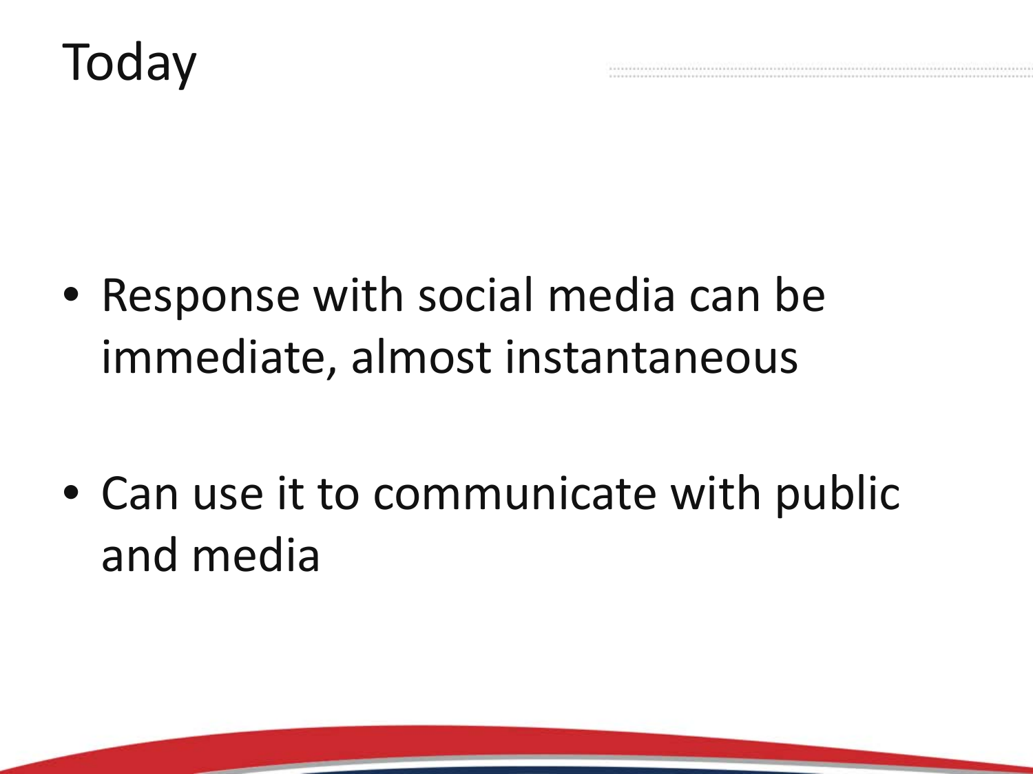# Today

- Response with social media can be immediate, almost instantaneous
- Can use it to communicate with public and media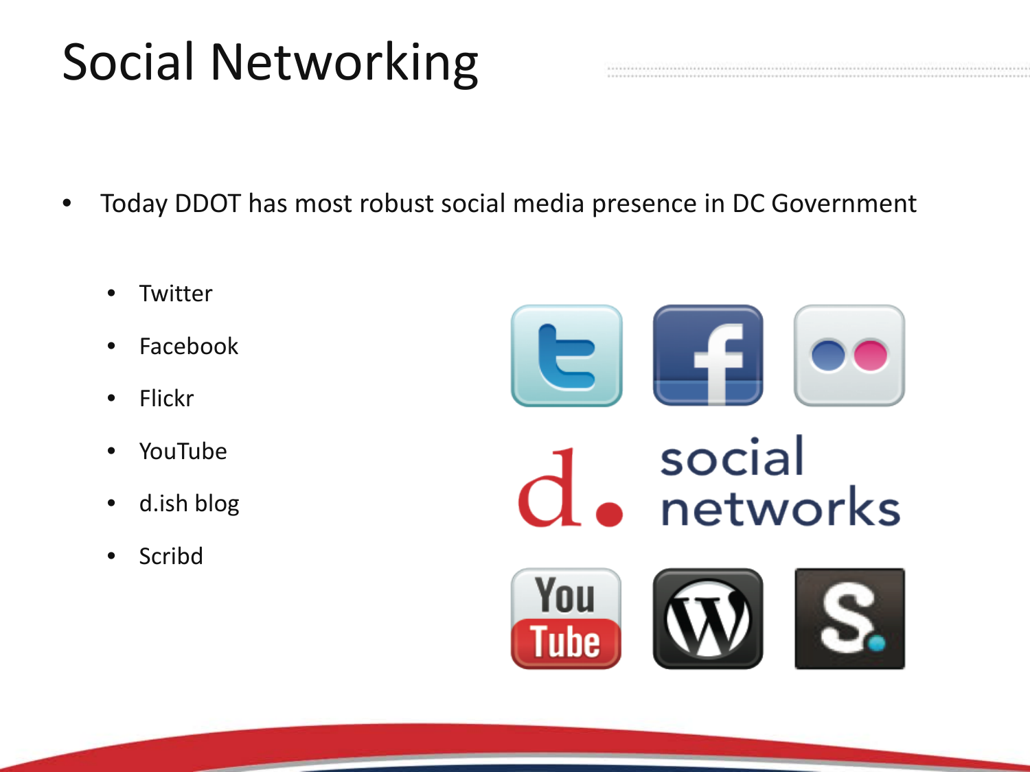# Social Networking

- Today DDOT has most robust social media presence in DC Government
  - Twitter
  - Facebook
  - Flickr
  - YouTube
  - d.ish blog
  - Scribd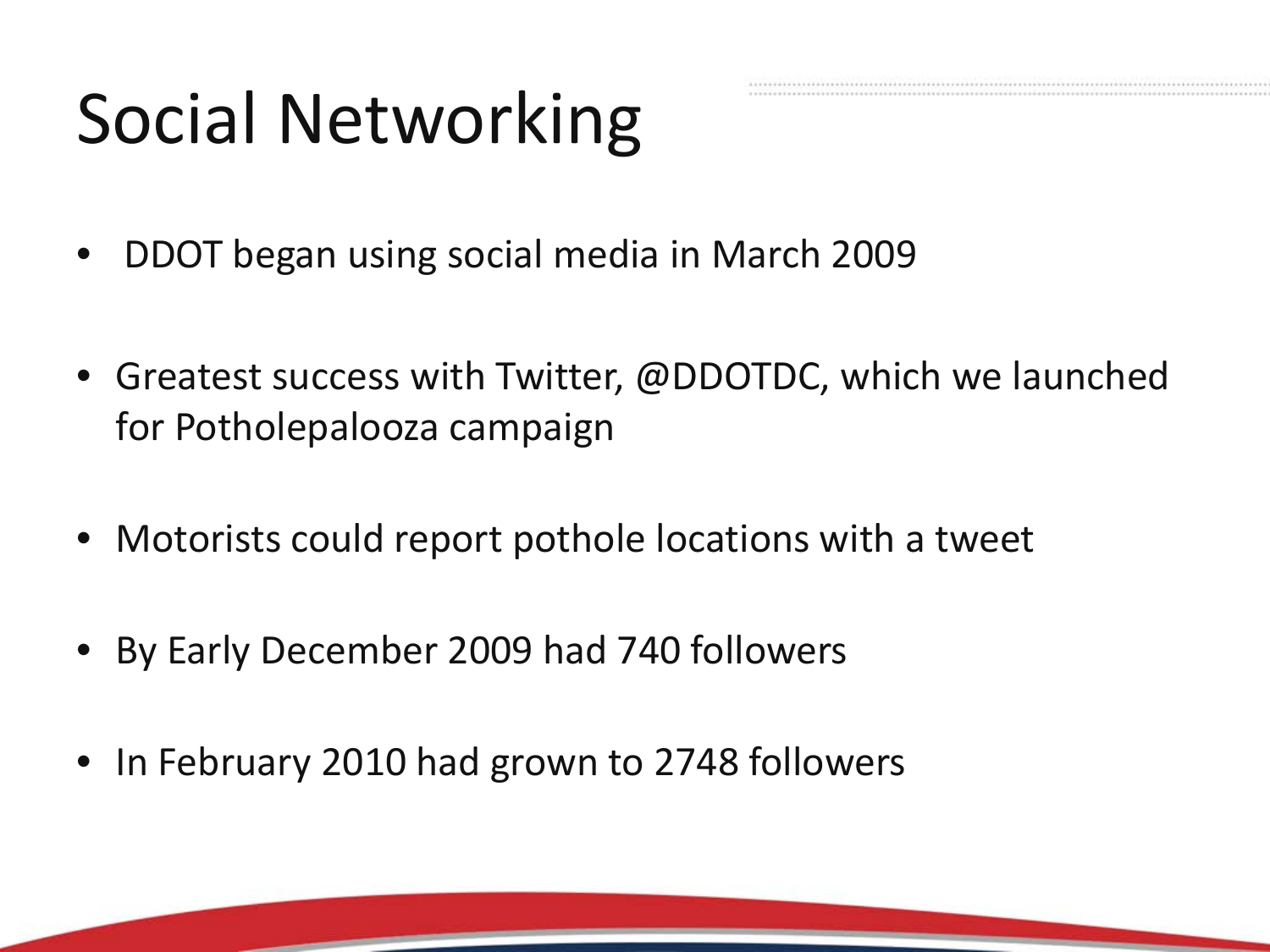# Social Networking

- DDOT began using social media in March 2009
- Greatest success with Twitter, @DDOTDC, which we launched for Potholepalooza campaign
- Motorists could report pothole locations with a tweet
- By Early December 2009 had 740 followers
- In February 2010 had grown to 2748 followers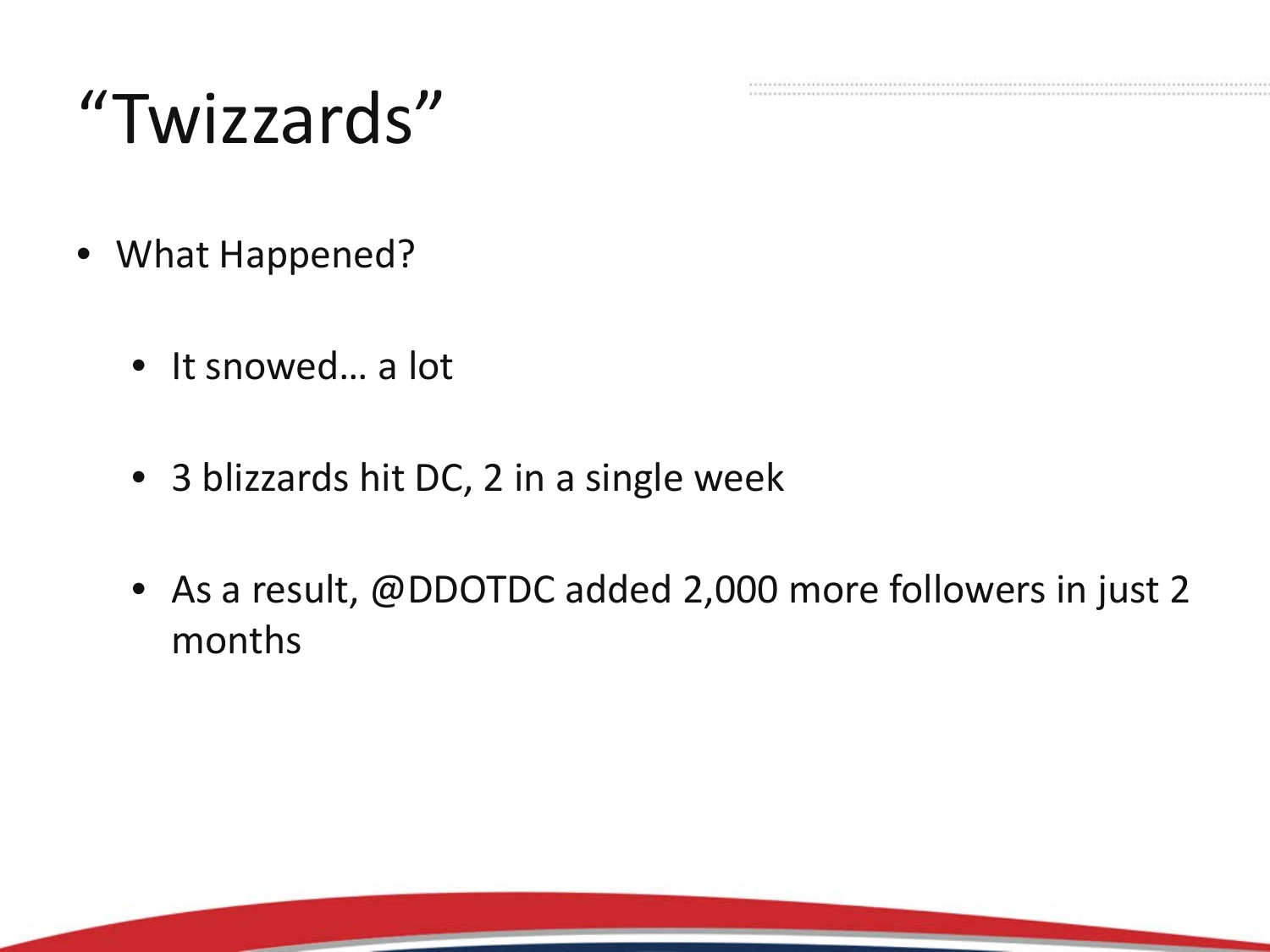# "Twizzards"

- What Happened?
  - It snowed… a lot
  - 3 blizzards hit DC, 2 in a single week
  - As a result, @DDOTDC added 2,000 more followers in just 2 months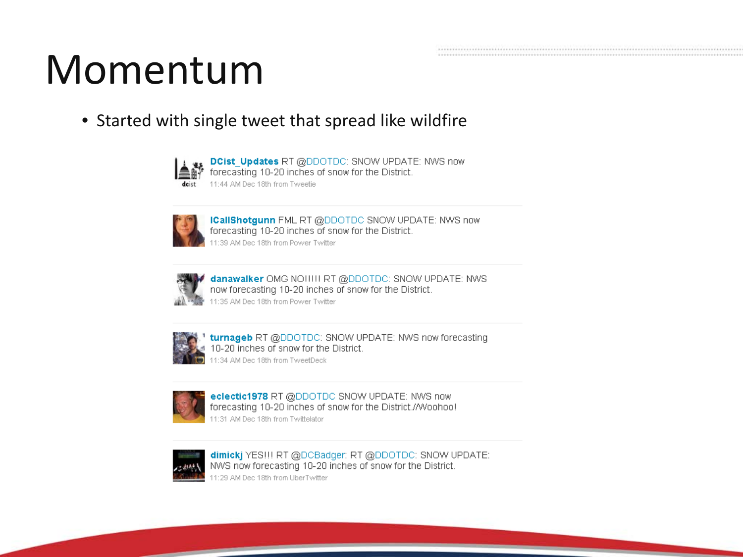# Momentum

- Started with single tweet that spread like wildfire

**DCist_Updates** RT @DDOTDC: SNOW UPDATE: NWS now forecasting 10-20 inches of snow for the District.
11:44 AM Dec 18th from Tweetie

**ICallShotgunn** FML RT @DDOTDC SNOW UPDATE: NWS now forecasting 10-20 inches of snow for the District.
11:39 AM Dec 18th from Power Twitter

**danawalker** OMG NO!!!!! RT @DDOTDC: SNOW UPDATE: NWS now forecasting 10-20 inches of snow for the District.
11:35 AM Dec 18th from Power Twitter

**turnageb** RT @DDOTDC: SNOW UPDATE: NWS now forecasting 10-20 inches of snow for the District.
11:34 AM Dec 18th from TweetDeck

**eclectic1978** RT @DDOTDC SNOW UPDATE: NWS now forecasting 10-20 inches of snow for the District.//Woohoo!
11:31 AM Dec 18th from Twittelator

**dimickj** YES!!! RT @DCBadger: RT @DDOTDC: SNOW UPDATE: NWS now forecasting 10-20 inches of snow for the District.
11:29 AM Dec 18th from UberTwitter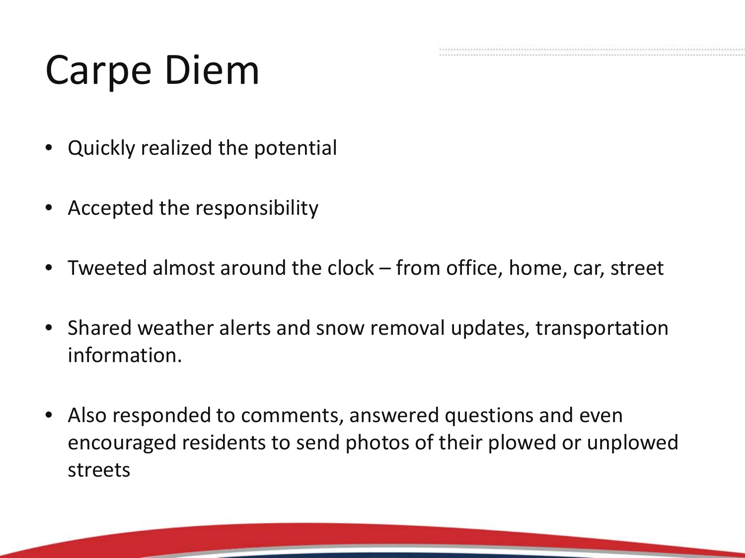# Carpe Diem

- Quickly realized the potential
- Accepted the responsibility
- Tweeted almost around the clock – from office, home, car, street
- Shared weather alerts and snow removal updates, transportation information.
- Also responded to comments, answered questions and even encouraged residents to send photos of their plowed or unplowed streets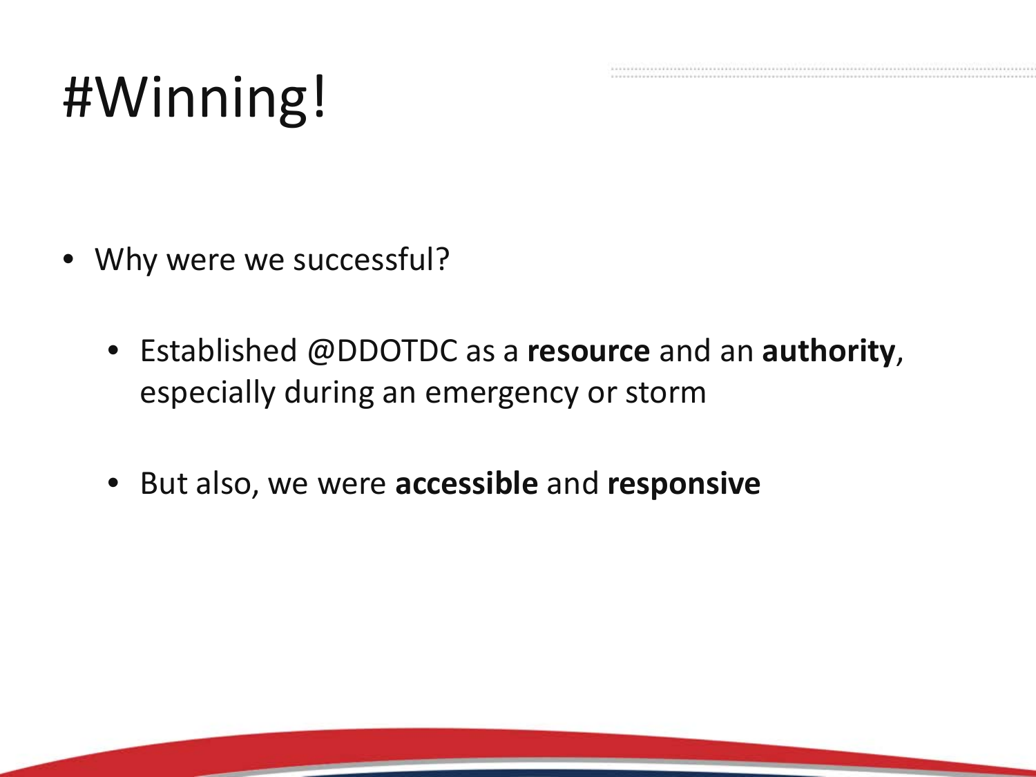# #Winning!

- Why were we successful?
  - Established @DDOTDC as a **resource** and an **authority**, especially during an emergency or storm
  - But also, we were **accessible** and **responsive**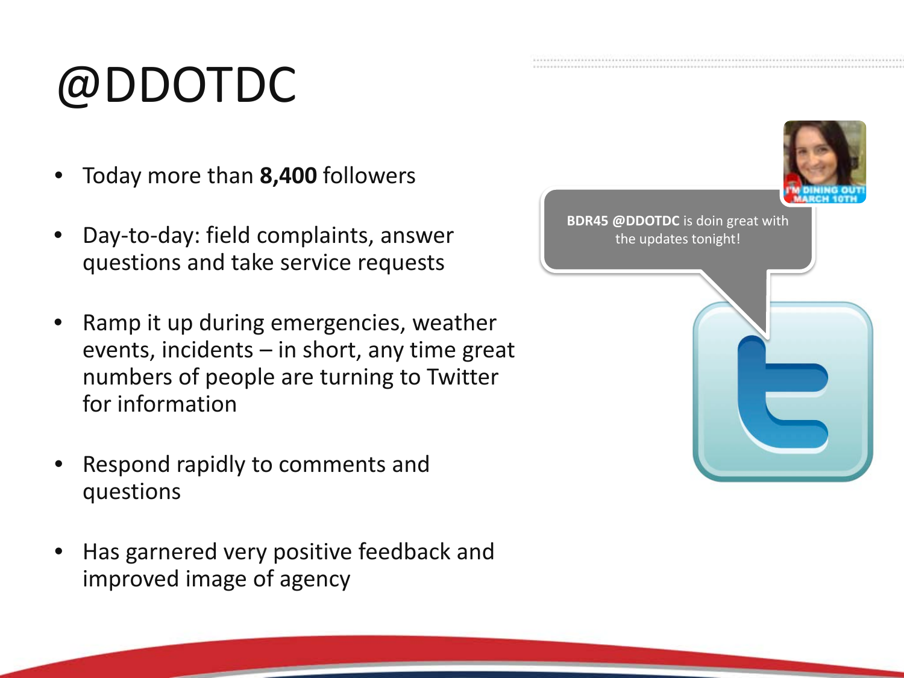# @DDOTDC

- Today more than **8,400** followers
- Day-to-day: field complaints, answer questions and take service requests
- Ramp it up during emergencies, weather events, incidents – in short, any time great numbers of people are turning to Twitter for information
- Respond rapidly to comments and questions
- Has garnered very positive feedback and improved image of agency

**BDR45 @DDOTDC** is doin great with the updates tonight!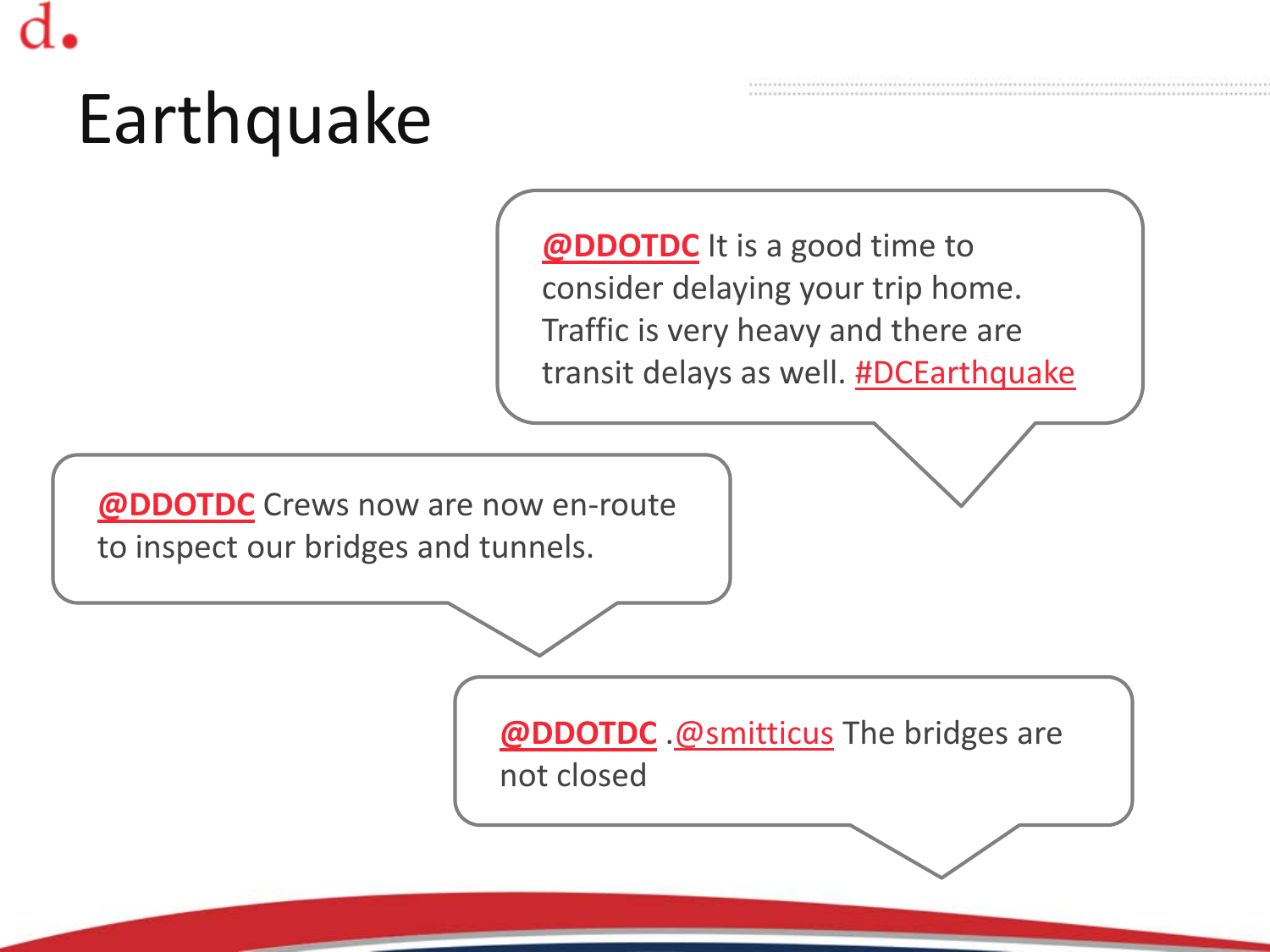# Earthquake

@DDOTDC It is a good time to consider delaying your trip home. Traffic is very heavy and there are transit delays as well. #DCEarthquake

@DDOTDC Crews now are now en-route to inspect our bridges and tunnels.

@DDOTDC .@smitticus The bridges are not closed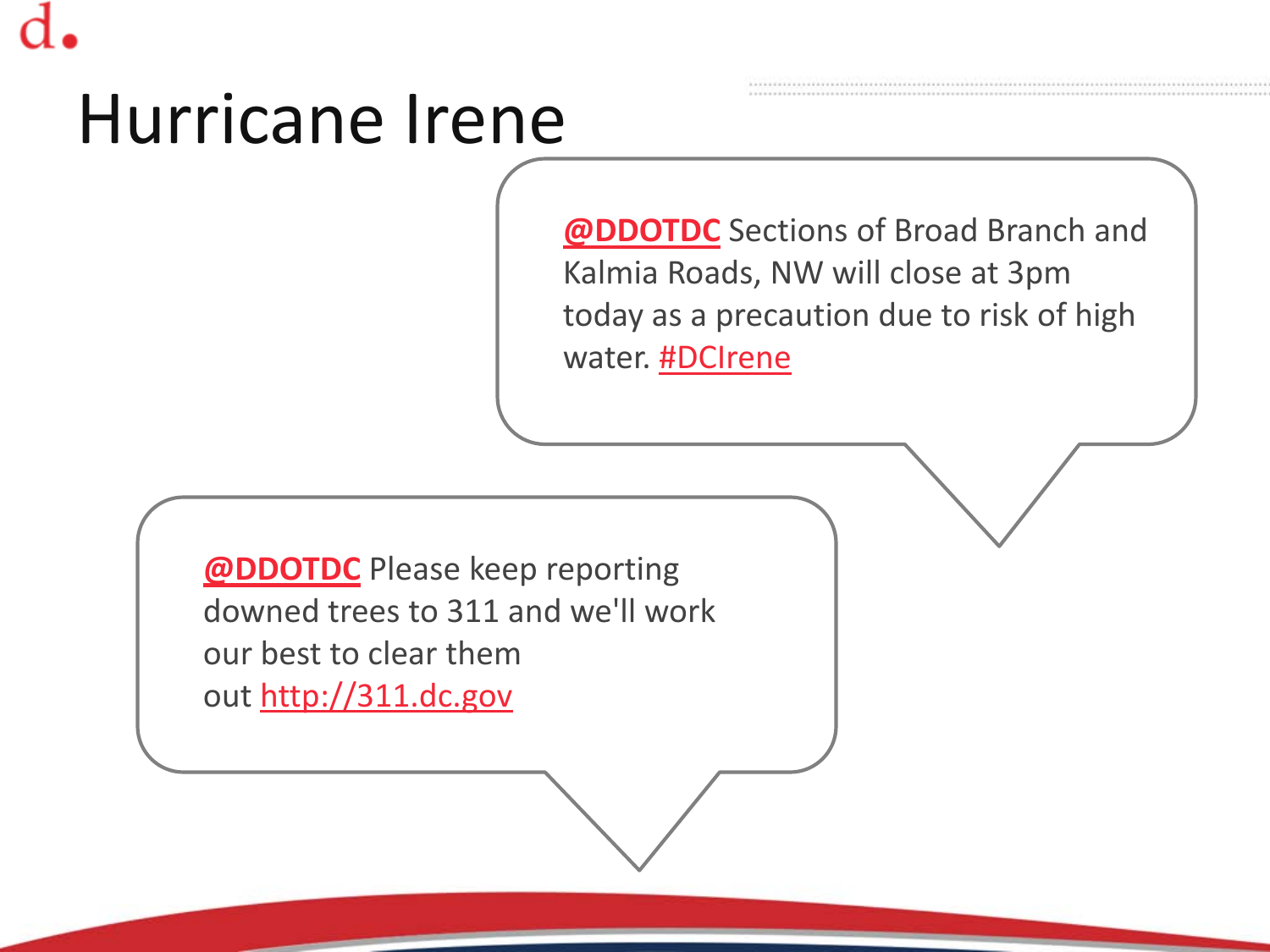# Hurricane Irene

@DDOTDC Sections of Broad Branch and Kalmia Roads, NW will close at 3pm today as a precaution due to risk of high water. #DCIrene

@DDOTDC Please keep reporting downed trees to 311 and we'll work our best to clear them out http://311.dc.gov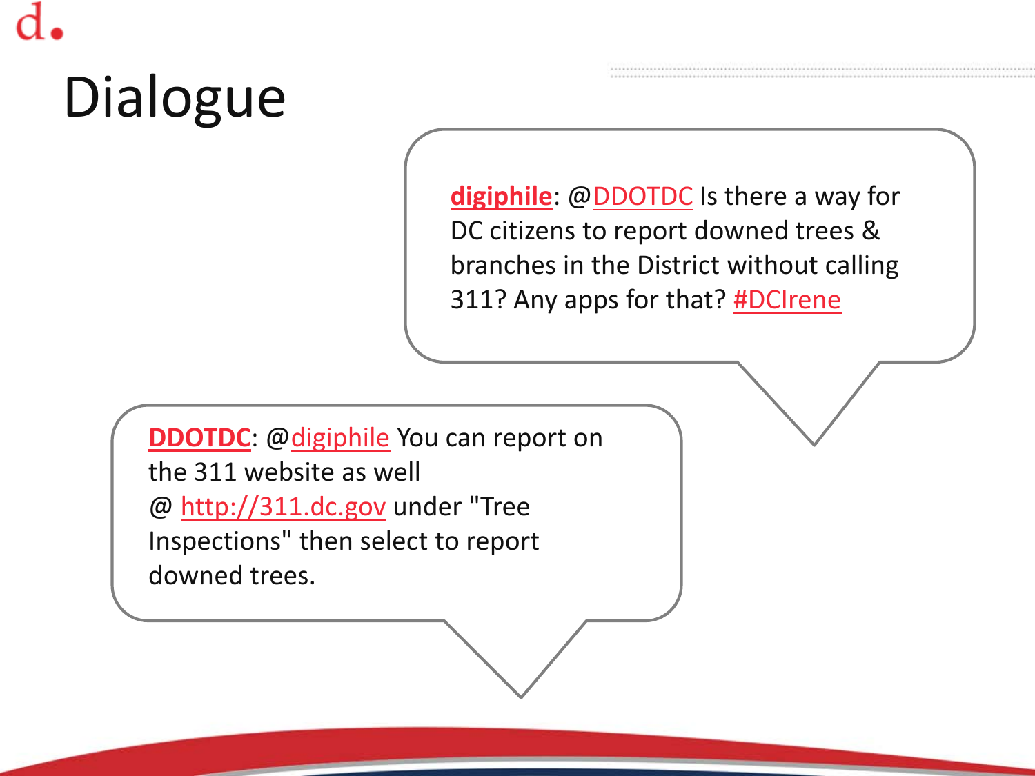# Dialogue

**digiphile**: @DDOTDC Is there a way for DC citizens to report downed trees & branches in the District without calling 311? Any apps for that? #DCIrene

**DDOTDC**: @digiphile You can report on the 311 website as well @ http://311.dc.gov under "Tree Inspections" then select to report downed trees.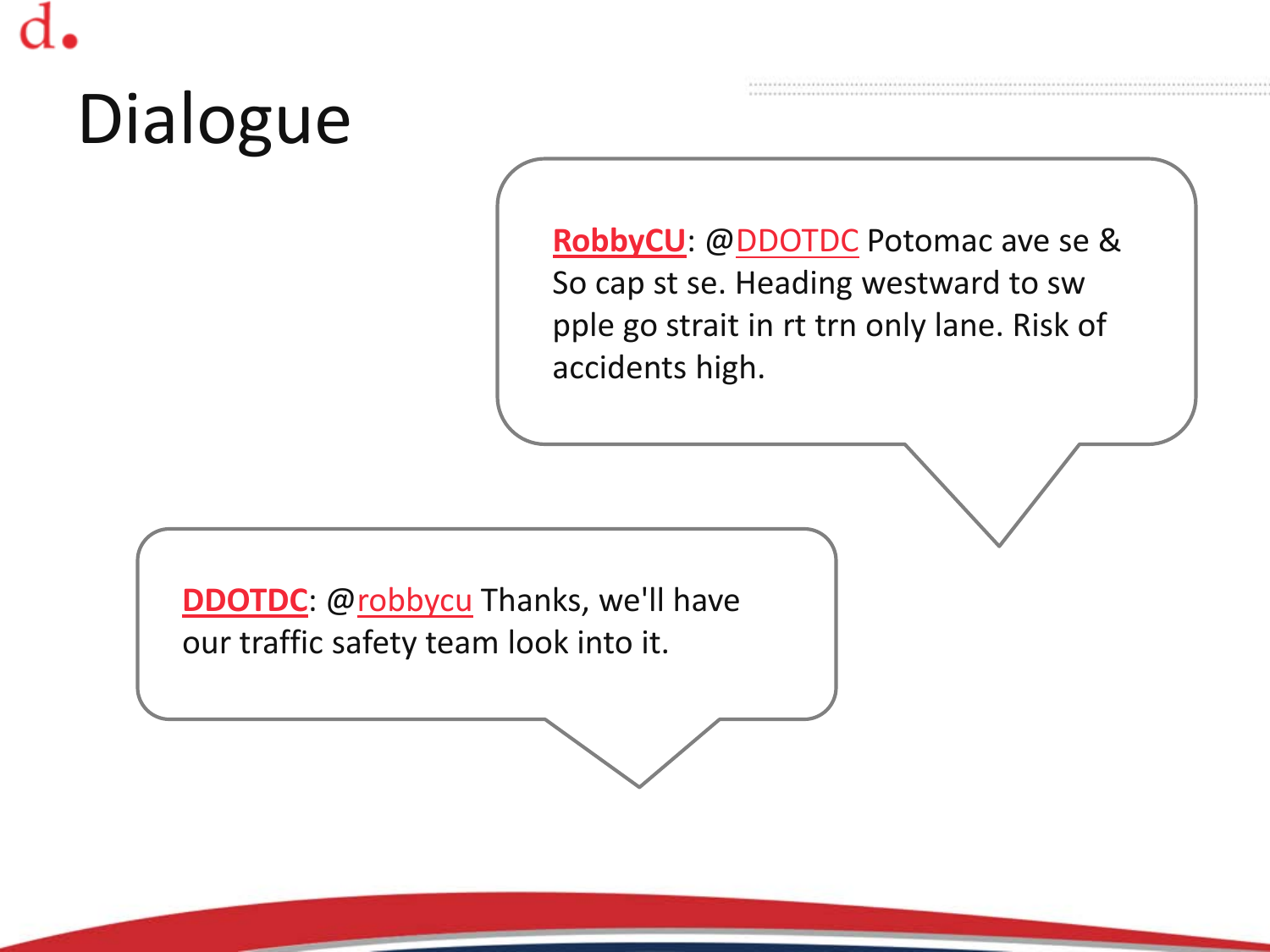# Dialogue

**RobbyCU**: @DDOTDC Potomac ave se & So cap st se. Heading westward to sw pple go strait in rt trn only lane. Risk of accidents high.

**DDOTDC**: @robbycu Thanks, we'll have our traffic safety team look into it.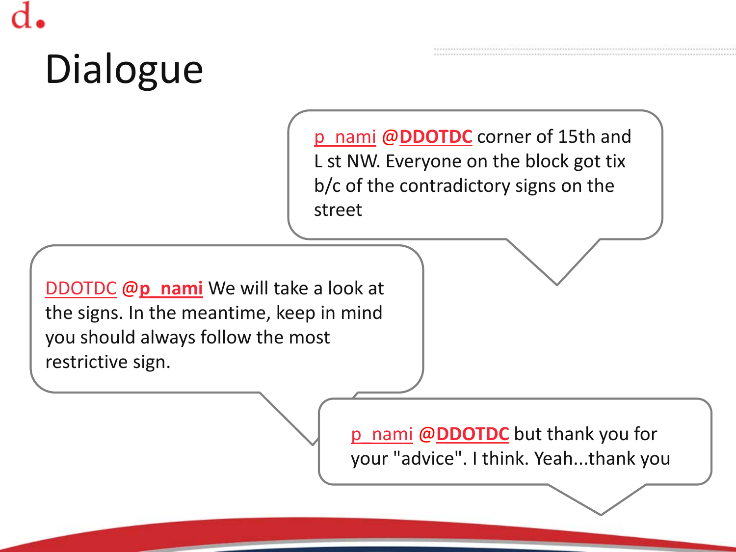# Dialogue

p_nami **@DDOTDC** corner of 15th and L st NW. Everyone on the block got tix b/c of the contradictory signs on the street

DDOTDC **@p_nami** We will take a look at the signs. In the meantime, keep in mind you should always follow the most restrictive sign.

p_nami **@DDOTDC** but thank you for your "advice". I think. Yeah...thank you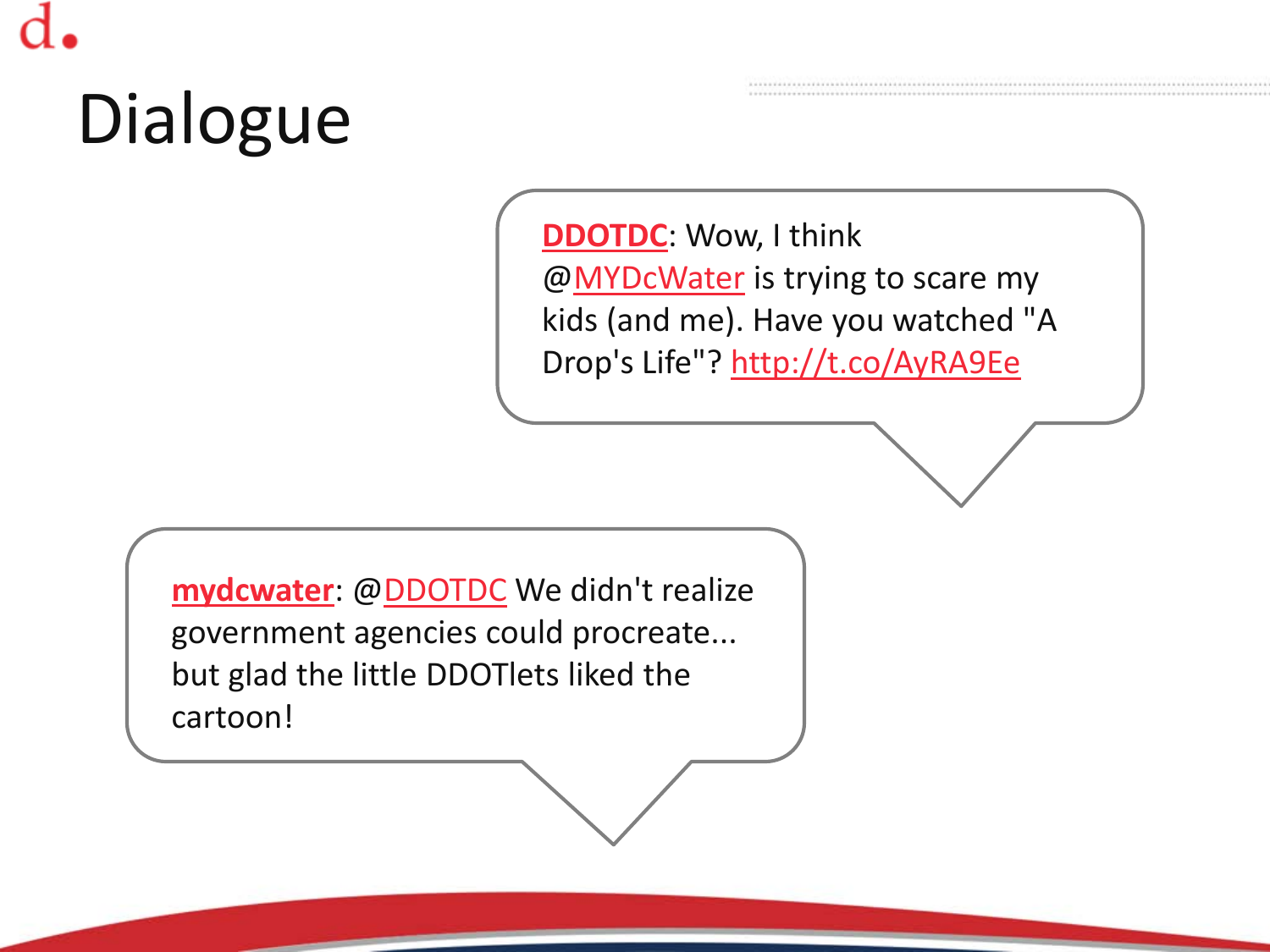# Dialogue

**DDOTDC**: Wow, I think @MYDcWater is trying to scare my kids (and me). Have you watched "A Drop's Life"? http://t.co/AyRA9Ee

**mydcwater**: @DDOTDC We didn't realize government agencies could procreate... but glad the little DDOTlets liked the cartoon!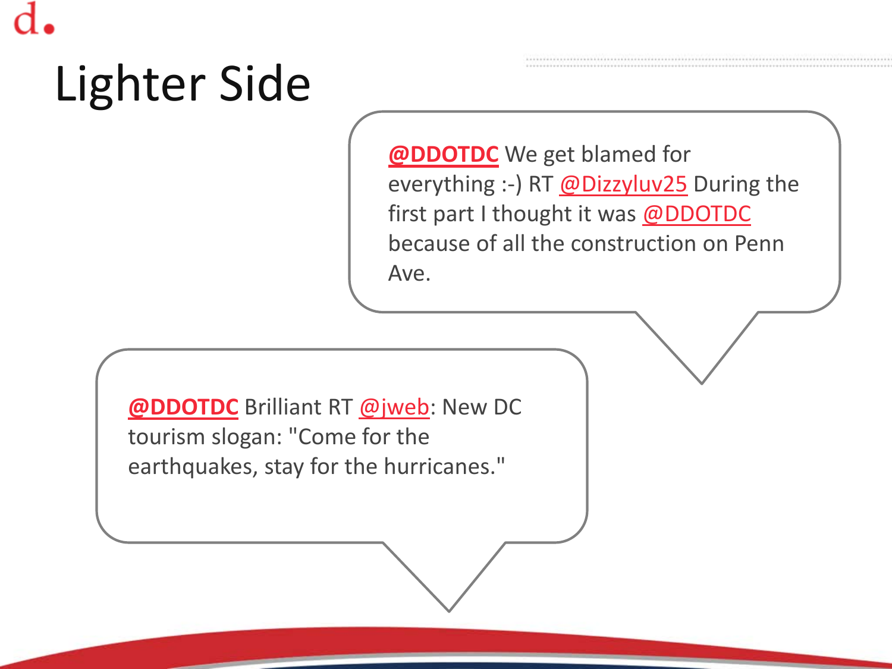# Lighter Side

**@DDOTDC** We get blamed for everything :-) RT @Dizzyluv25 During the first part I thought it was @DDOTDC because of all the construction on Penn Ave.

**@DDOTDC** Brilliant RT @jweb: New DC tourism slogan: "Come for the earthquakes, stay for the hurricanes."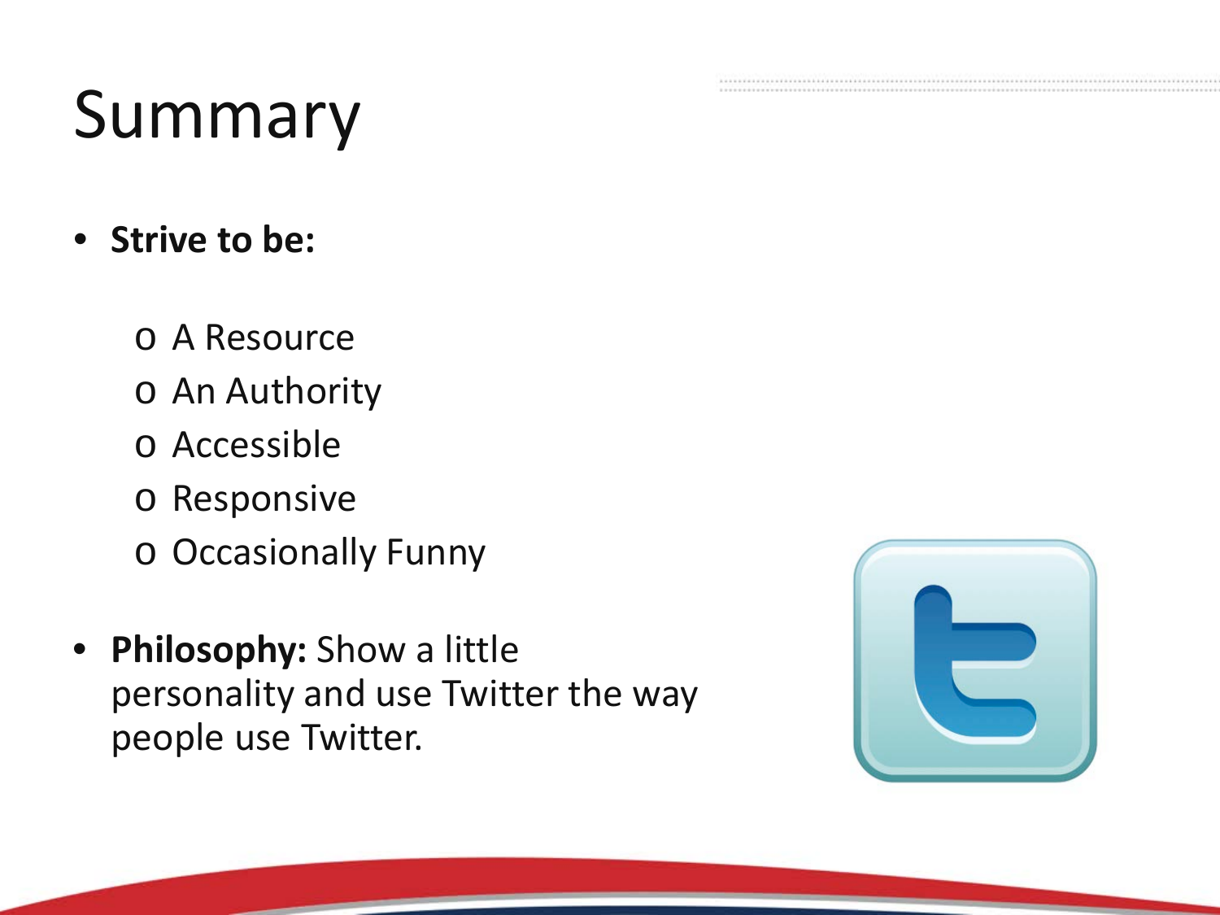# Summary

- **Strive to be:**
  - A Resource
  - An Authority
  - Accessible
  - Responsive
  - Occasionally Funny
- **Philosophy:** Show a little personality and use Twitter the way people use Twitter.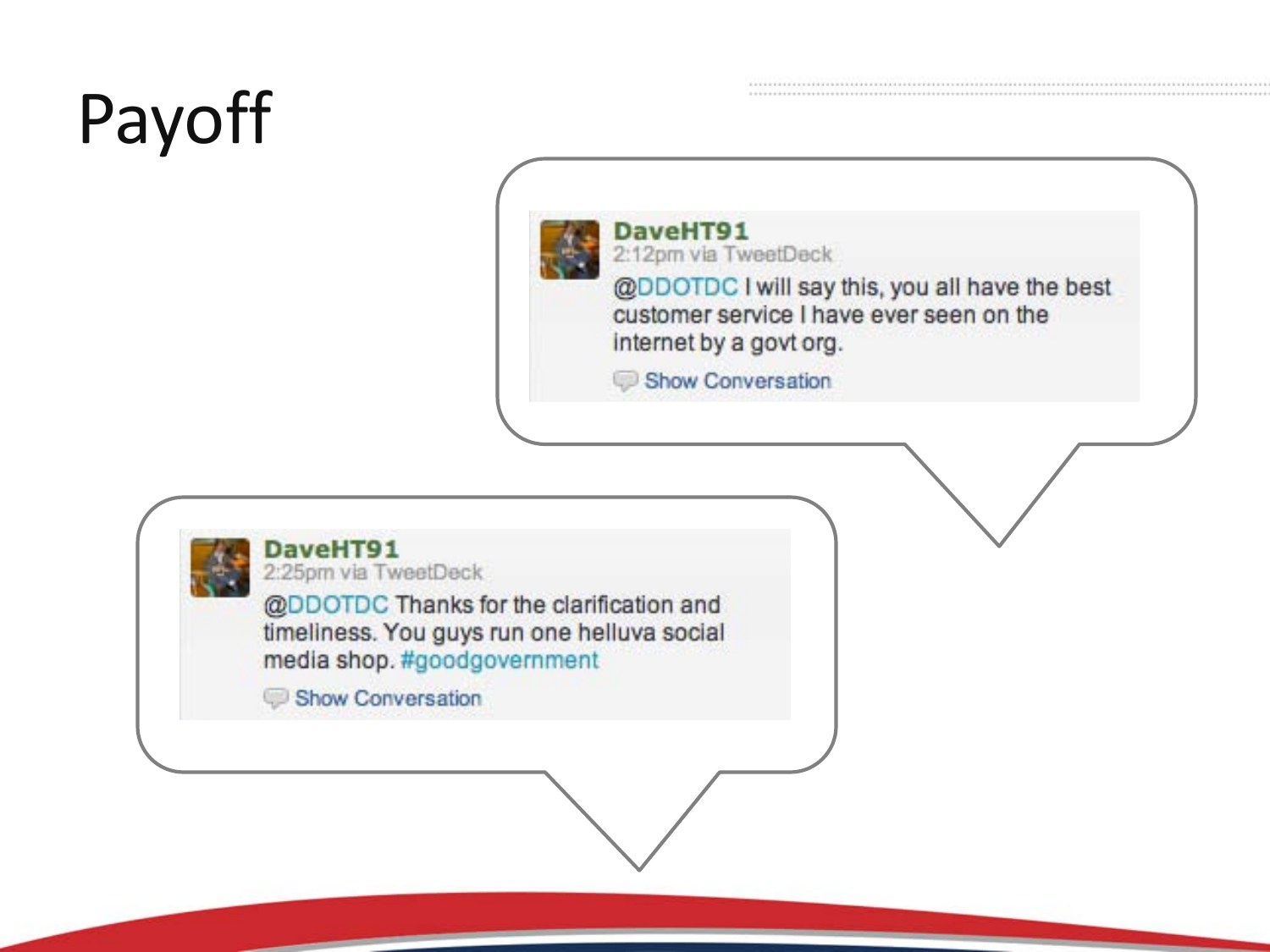# Payoff

**DaveHT91**
2:12pm via TweetDeck
@DDOTDC I will say this, you all have the best customer service I have ever seen on the internet by a govt org.
Show Conversation

**DaveHT91**
2:25pm via TweetDeck
@DDOTDC Thanks for the clarification and timeliness. You guys run one helluva social media shop. #goodgovernment
Show Conversation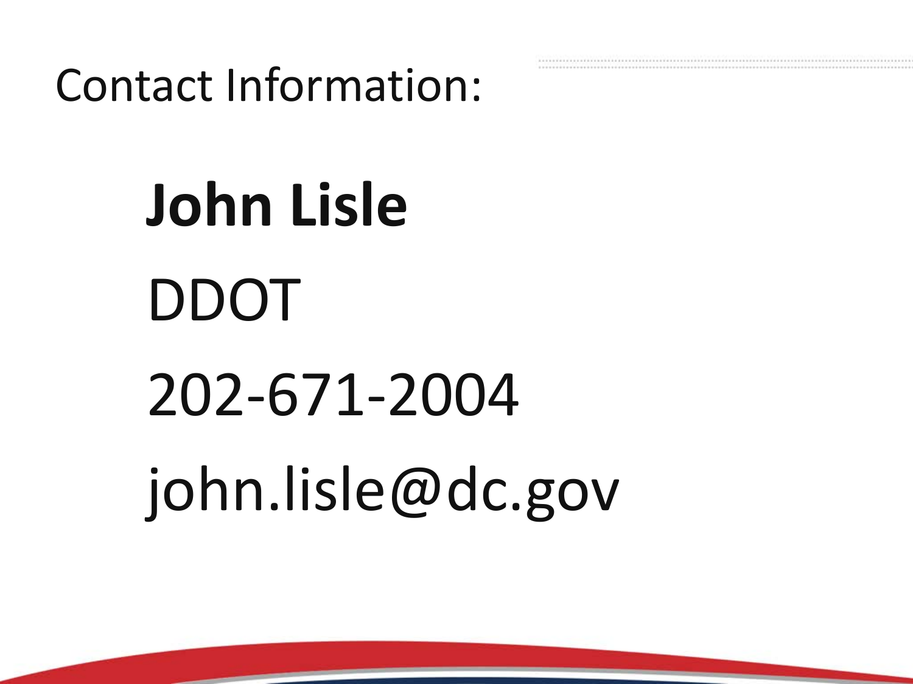# Contact Information:

**John Lisle**

DDOT

202-671-2004

john.lisle@dc.gov